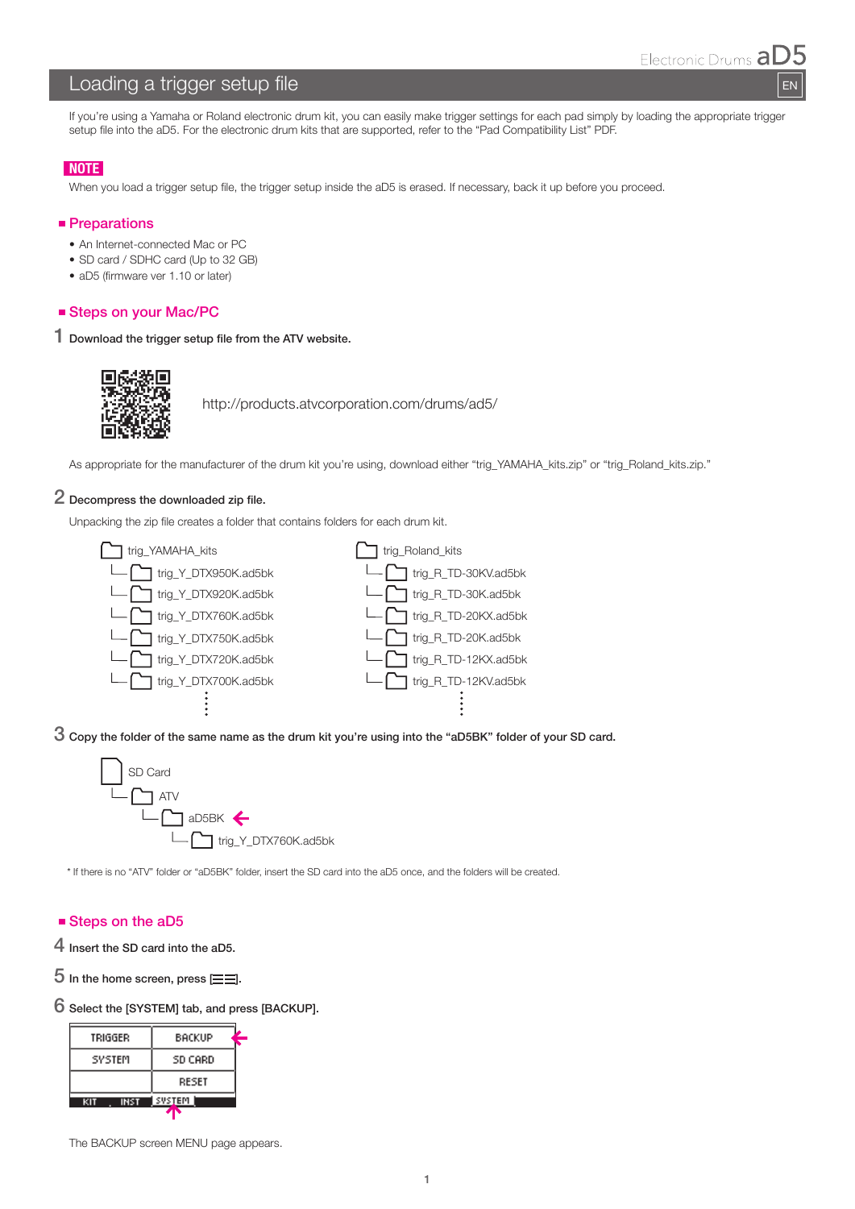# Loading a trigger setup file

If you're using a Yamaha or Roland electronic drum kit, you can easily make trigger settings for each pad simply by loading the appropriate trigger setup file into the aD5. For the electronic drum kits that are supported, refer to the "Pad Compatibility List" PDF.

**NOTE**

When you load a trigger setup file, the trigger setup inside the aD5 is erased. If necessary, back it up before you proceed.

## Preparations

- An Internet-connected Mac or PC
- SD card / SDHC card (Up to 32 GB)
- aD5 (firmware ver 1.10 or later)

## Steps on your Mac/PC

**1 Download the trigger setup file from the ATV website.**

http://products.atvcorporation.com/drums/ad5/

As appropriate for the manufacturer of the drum kit you're using, download either "trig_YAMAHA_kits.zip" or "trig_Roland_kits.zip."

**2 Decompress the downloaded zip file.**

Unpacking the zip file creates a folder that contains folders for each drum kit.

```
trig_YAMAHA_kits
└─ trig_Y_DTX950K.ad5bk
└─ trig_Y_DTX920K.ad5bk
└─ trig_Y_DTX760K.ad5bk
└─ trig_Y_DTX750K.ad5bk
└─ trig_Y_DTX720K.ad5bk
└─ trig_Y_DTX700K.ad5bk
   ⋮

trig_Roland_kits
└─ trig_R_TD-30KV.ad5bk
└─ trig_R_TD-30K.ad5bk
└─ trig_R_TD-20KX.ad5bk
└─ trig_R_TD-20K.ad5bk
└─ trig_R_TD-12KX.ad5bk
└─ trig_R_TD-12KV.ad5bk
   ⋮
```

**3 Copy the folder of the same name as the drum kit you're using into the "aD5BK" folder of your SD card.**

```
SD Card
└─ ATV
   └─ aD5BK ←
      └─ trig_Y_DTX760K.ad5bk
```

* If there is no "ATV" folder or "aD5BK" folder, insert the SD card into the aD5 once, and the folders will be created.

## Steps on the aD5

**4 Insert the SD card into the aD5.**

**5 In the home screen, press [menu button].**

**6 Select the [SYSTEM] tab, and press [BACKUP].**

| TRIGGER | BACKUP |
|---|---|
| SYSTEM | SD CARD |
| | RESET |

KIT | INST | SYSTEM

The BACKUP screen MENU page appears.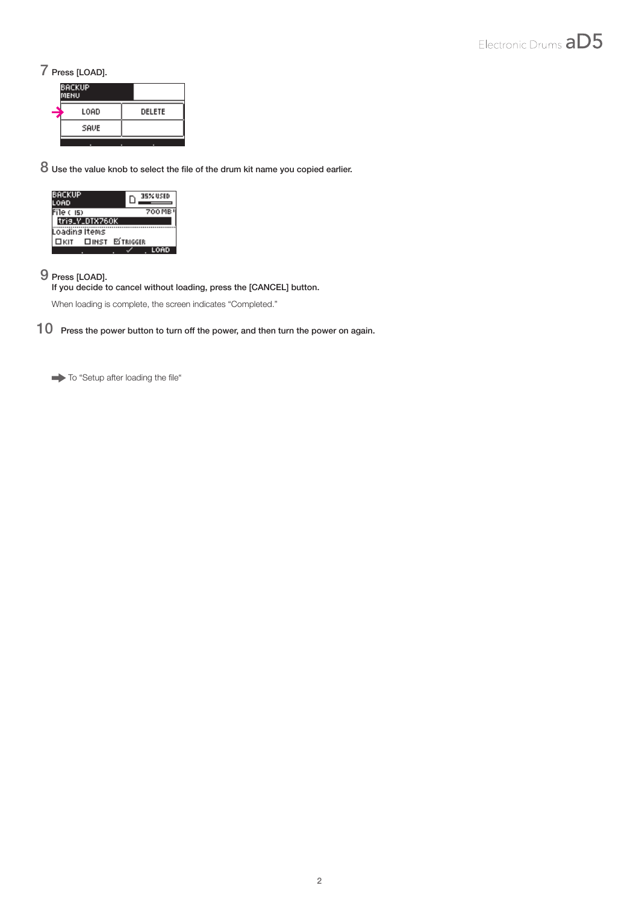7 Press [LOAD].

8 Use the value knob to select the file of the drum kit name you copied earlier.

9 Press [LOAD].
If you decide to cancel without loading, press the [CANCEL] button.

When loading is complete, the screen indicates “Completed.”

10 Press the power button to turn off the power, and then turn the power on again.

➡ To “Setup after loading the file“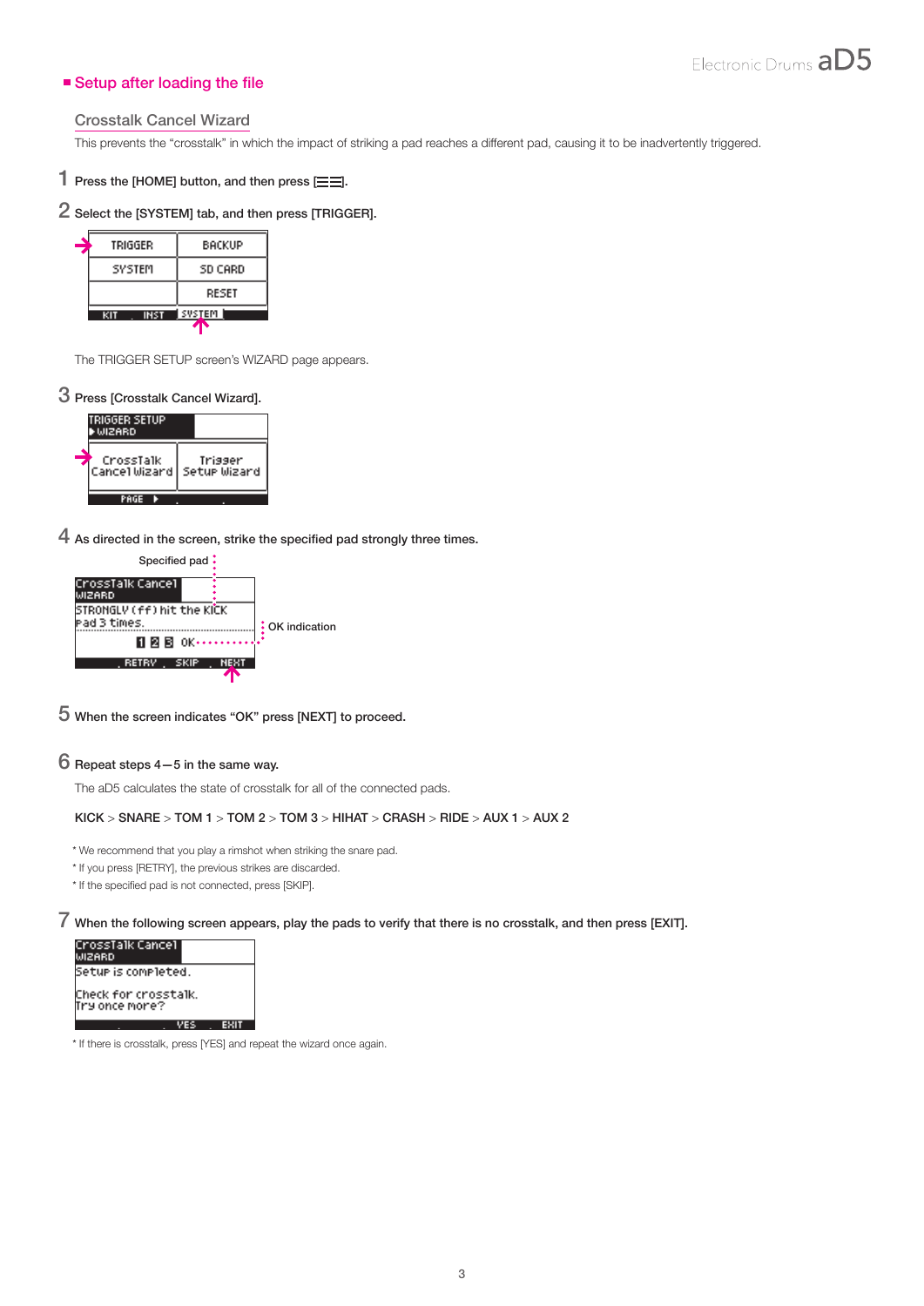## Setup after loading the file

### Crosstalk Cancel Wizard

This prevents the "crosstalk" in which the impact of striking a pad reaches a different pad, causing it to be inadvertently triggered.

1 Press the [HOME] button, and then press [☰☰].

2 Select the [SYSTEM] tab, and then press [TRIGGER].

The TRIGGER SETUP screen's WIZARD page appears.

3 Press [Crosstalk Cancel Wizard].

4 As directed in the screen, strike the specified pad strongly three times.

5 When the screen indicates "OK" press [NEXT] to proceed.

6 Repeat steps 4—5 in the same way.

The aD5 calculates the state of crosstalk for all of the connected pads.

KICK > SNARE > TOM 1 > TOM 2 > TOM 3 > HIHAT > CRASH > RIDE > AUX 1 > AUX 2

* We recommend that you play a rimshot when striking the snare pad.
* If you press [RETRY], the previous strikes are discarded.
* If the specified pad is not connected, press [SKIP].

7 When the following screen appears, play the pads to verify that there is no crosstalk, and then press [EXIT].

* If there is crosstalk, press [YES] and repeat the wizard once again.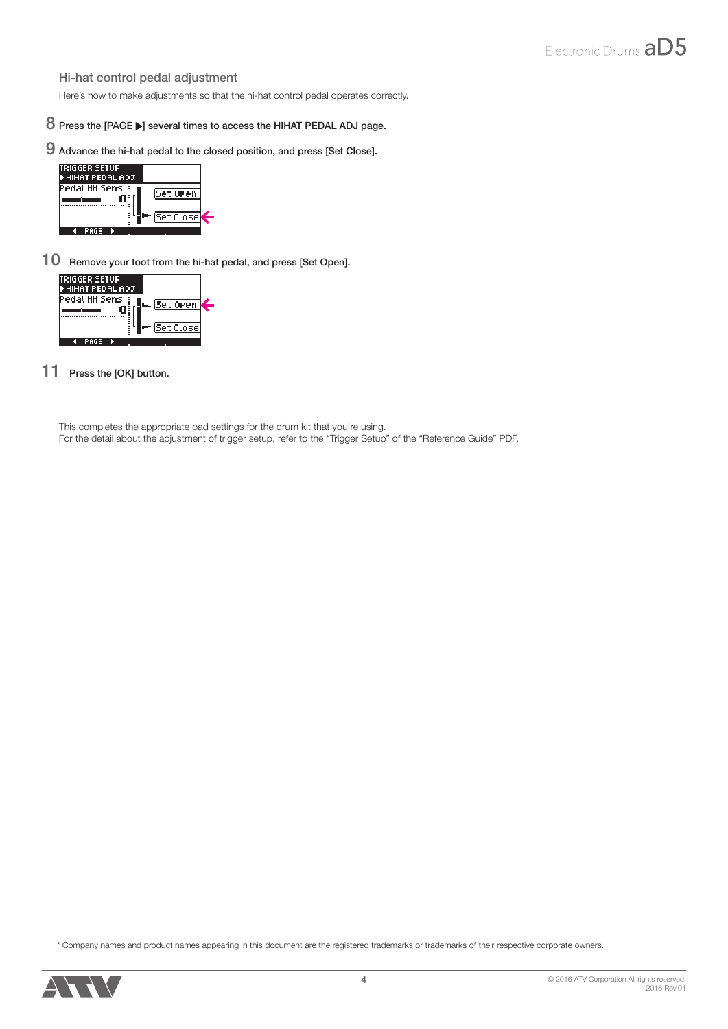## Hi-hat control pedal adjustment

Here's how to make adjustments so that the hi-hat control pedal operates correctly.

**8** **Press the [PAGE ▶] several times to access the HIHAT PEDAL ADJ page.**

**9** **Advance the hi-hat pedal to the closed position, and press [Set Close].**

**10** **Remove your foot from the hi-hat pedal, and press [Set Open].**

**11** **Press the [OK] button.**

This completes the appropriate pad settings for the drum kit that you're using.
For the detail about the adjustment of trigger setup, refer to the "Trigger Setup" of the "Reference Guide" PDF.

* Company names and product names appearing in this document are the registered trademarks or trademarks of their respective corporate owners.

© 2016 ATV Corporation All rights reserved.
2016 Rev.01